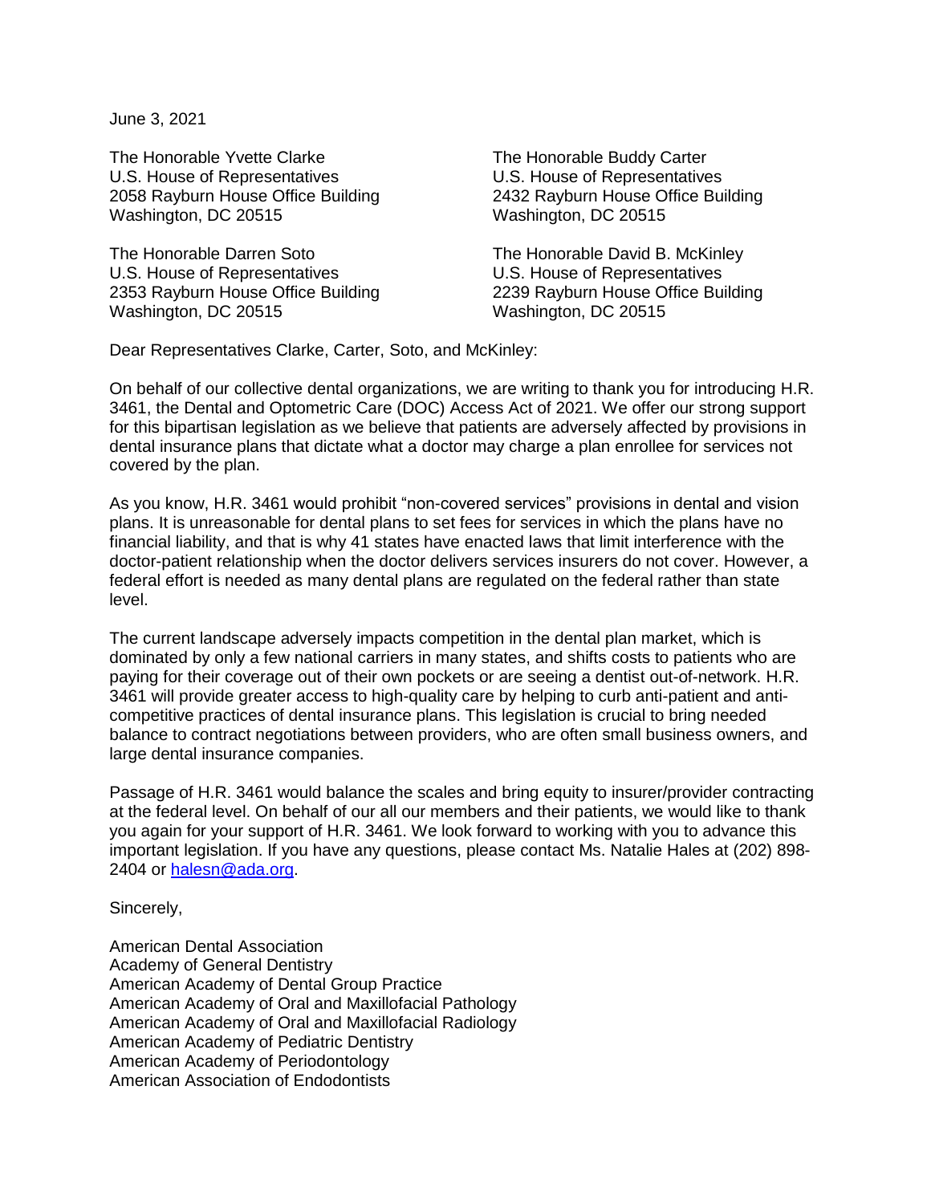June 3, 2021

The Honorable Yvette Clarke
U.S. House of Representatives
2058 Rayburn House Office Building
Washington, DC 20515

The Honorable Buddy Carter
U.S. House of Representatives
2432 Rayburn House Office Building
Washington, DC 20515

The Honorable Darren Soto
U.S. House of Representatives
2353 Rayburn House Office Building
Washington, DC 20515

The Honorable David B. McKinley
U.S. House of Representatives
2239 Rayburn House Office Building
Washington, DC 20515

Dear Representatives Clarke, Carter, Soto, and McKinley:

On behalf of our collective dental organizations, we are writing to thank you for introducing H.R. 3461, the Dental and Optometric Care (DOC) Access Act of 2021. We offer our strong support for this bipartisan legislation as we believe that patients are adversely affected by provisions in dental insurance plans that dictate what a doctor may charge a plan enrollee for services not covered by the plan.

As you know, H.R. 3461 would prohibit "non-covered services" provisions in dental and vision plans. It is unreasonable for dental plans to set fees for services in which the plans have no financial liability, and that is why 41 states have enacted laws that limit interference with the doctor-patient relationship when the doctor delivers services insurers do not cover. However, a federal effort is needed as many dental plans are regulated on the federal rather than state level.

The current landscape adversely impacts competition in the dental plan market, which is dominated by only a few national carriers in many states, and shifts costs to patients who are paying for their coverage out of their own pockets or are seeing a dentist out-of-network. H.R. 3461 will provide greater access to high-quality care by helping to curb anti-patient and anti-competitive practices of dental insurance plans. This legislation is crucial to bring needed balance to contract negotiations between providers, who are often small business owners, and large dental insurance companies.

Passage of H.R. 3461 would balance the scales and bring equity to insurer/provider contracting at the federal level. On behalf of our all our members and their patients, we would like to thank you again for your support of H.R. 3461. We look forward to working with you to advance this important legislation. If you have any questions, please contact Ms. Natalie Hales at (202) 898-2404 or halesn@ada.org.

Sincerely,

American Dental Association
Academy of General Dentistry
American Academy of Dental Group Practice
American Academy of Oral and Maxillofacial Pathology
American Academy of Oral and Maxillofacial Radiology
American Academy of Pediatric Dentistry
American Academy of Periodontology
American Association of Endodontists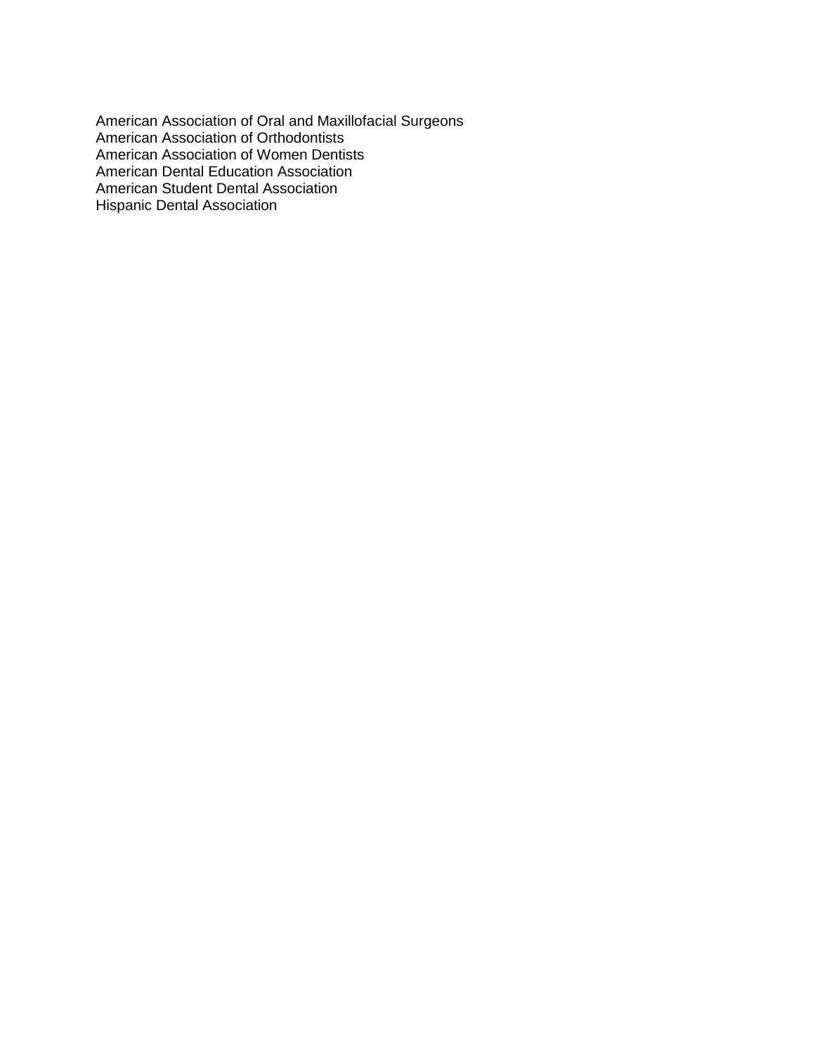American Association of Oral and Maxillofacial Surgeons
American Association of Orthodontists
American Association of Women Dentists
American Dental Education Association
American Student Dental Association
Hispanic Dental Association